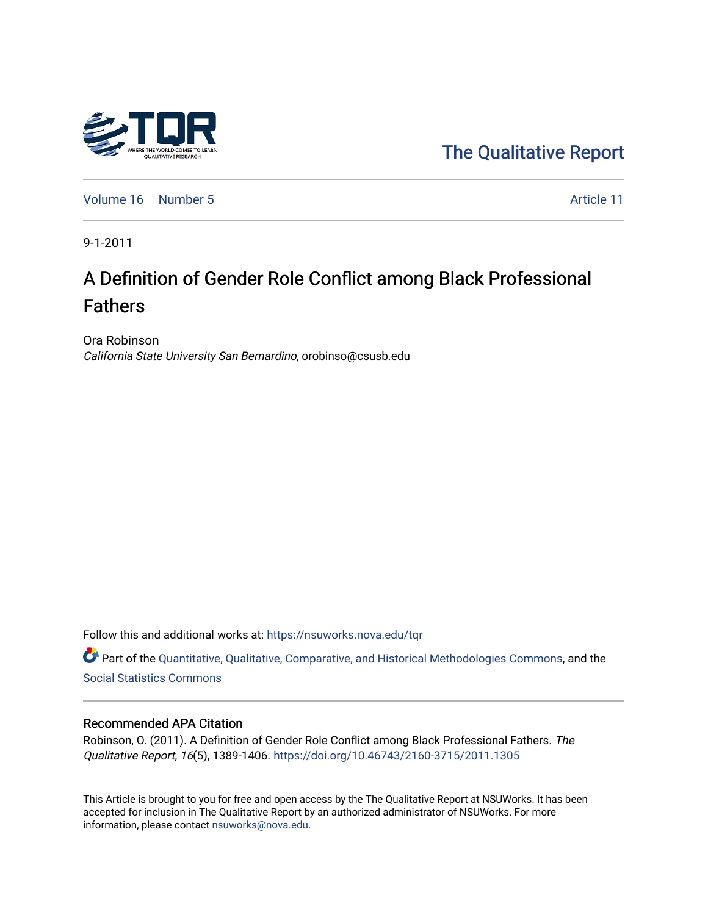The Qualitative Report

Volume 16 | Number 5 | Article 11

9-1-2011

# A Definition of Gender Role Conflict among Black Professional Fathers

Ora Robinson
*California State University San Bernardino*, orobinso@csusb.edu

Follow this and additional works at: https://nsuworks.nova.edu/tqr

Part of the Quantitative, Qualitative, Comparative, and Historical Methodologies Commons, and the Social Statistics Commons

### Recommended APA Citation

Robinson, O. (2011). A Definition of Gender Role Conflict among Black Professional Fathers. *The Qualitative Report*, *16*(5), 1389-1406. https://doi.org/10.46743/2160-3715/2011.1305

This Article is brought to you for free and open access by the The Qualitative Report at NSUWorks. It has been accepted for inclusion in The Qualitative Report by an authorized administrator of NSUWorks. For more information, please contact nsuworks@nova.edu.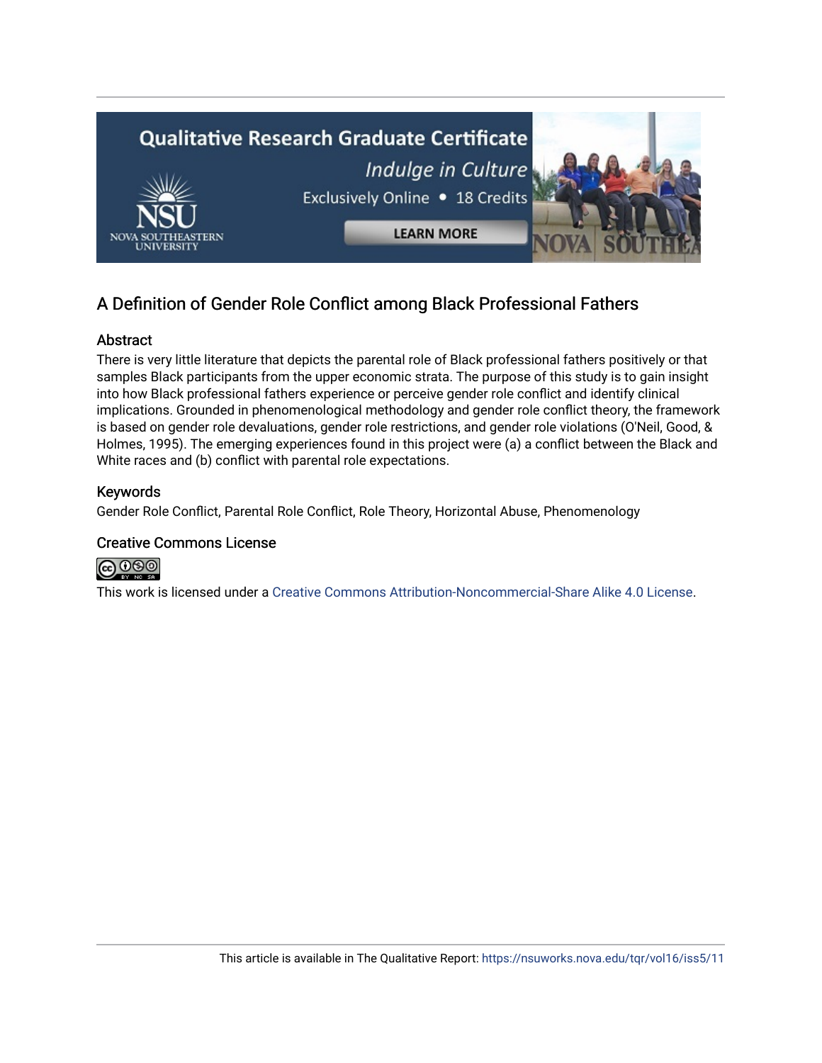# A Definition of Gender Role Conflict among Black Professional Fathers

## Abstract

There is very little literature that depicts the parental role of Black professional fathers positively or that samples Black participants from the upper economic strata. The purpose of this study is to gain insight into how Black professional fathers experience or perceive gender role conflict and identify clinical implications. Grounded in phenomenological methodology and gender role conflict theory, the framework is based on gender role devaluations, gender role restrictions, and gender role violations (O'Neil, Good, & Holmes, 1995). The emerging experiences found in this project were (a) a conflict between the Black and White races and (b) conflict with parental role expectations.

## Keywords

Gender Role Conflict, Parental Role Conflict, Role Theory, Horizontal Abuse, Phenomenology

## Creative Commons License

This work is licensed under a Creative Commons Attribution-Noncommercial-Share Alike 4.0 License.

This article is available in The Qualitative Report: https://nsuworks.nova.edu/tqr/vol16/iss5/11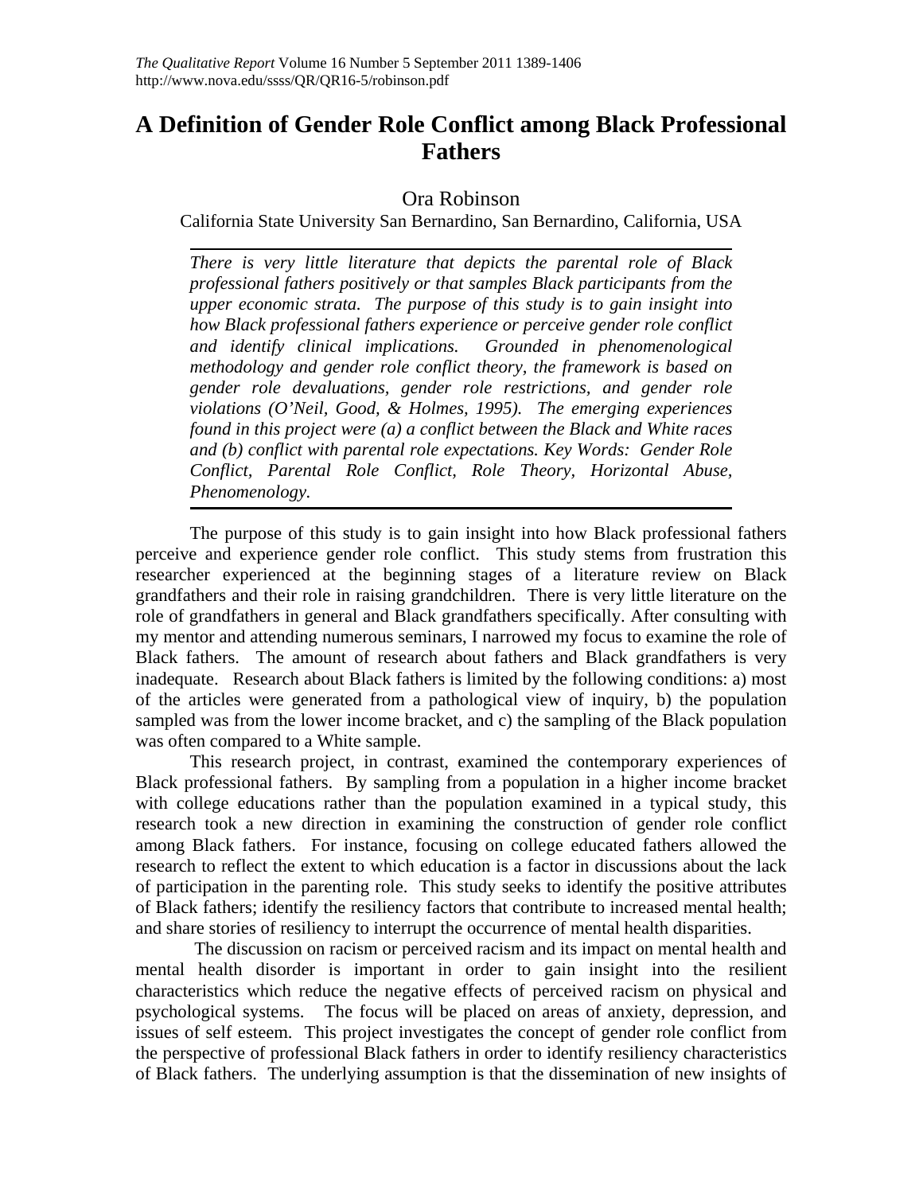# A Definition of Gender Role Conflict among Black Professional Fathers

Ora Robinson

California State University San Bernardino, San Bernardino, California, USA

*There is very little literature that depicts the parental role of Black professional fathers positively or that samples Black participants from the upper economic strata. The purpose of this study is to gain insight into how Black professional fathers experience or perceive gender role conflict and identify clinical implications. Grounded in phenomenological methodology and gender role conflict theory, the framework is based on gender role devaluations, gender role restrictions, and gender role violations (O'Neil, Good, & Holmes, 1995). The emerging experiences found in this project were (a) a conflict between the Black and White races and (b) conflict with parental role expectations. Key Words: Gender Role Conflict, Parental Role Conflict, Role Theory, Horizontal Abuse, Phenomenology.*

The purpose of this study is to gain insight into how Black professional fathers perceive and experience gender role conflict. This study stems from frustration this researcher experienced at the beginning stages of a literature review on Black grandfathers and their role in raising grandchildren. There is very little literature on the role of grandfathers in general and Black grandfathers specifically. After consulting with my mentor and attending numerous seminars, I narrowed my focus to examine the role of Black fathers. The amount of research about fathers and Black grandfathers is very inadequate. Research about Black fathers is limited by the following conditions: a) most of the articles were generated from a pathological view of inquiry, b) the population sampled was from the lower income bracket, and c) the sampling of the Black population was often compared to a White sample.

This research project, in contrast, examined the contemporary experiences of Black professional fathers. By sampling from a population in a higher income bracket with college educations rather than the population examined in a typical study, this research took a new direction in examining the construction of gender role conflict among Black fathers. For instance, focusing on college educated fathers allowed the research to reflect the extent to which education is a factor in discussions about the lack of participation in the parenting role. This study seeks to identify the positive attributes of Black fathers; identify the resiliency factors that contribute to increased mental health; and share stories of resiliency to interrupt the occurrence of mental health disparities.

The discussion on racism or perceived racism and its impact on mental health and mental health disorder is important in order to gain insight into the resilient characteristics which reduce the negative effects of perceived racism on physical and psychological systems. The focus will be placed on areas of anxiety, depression, and issues of self esteem. This project investigates the concept of gender role conflict from the perspective of professional Black fathers in order to identify resiliency characteristics of Black fathers. The underlying assumption is that the dissemination of new insights of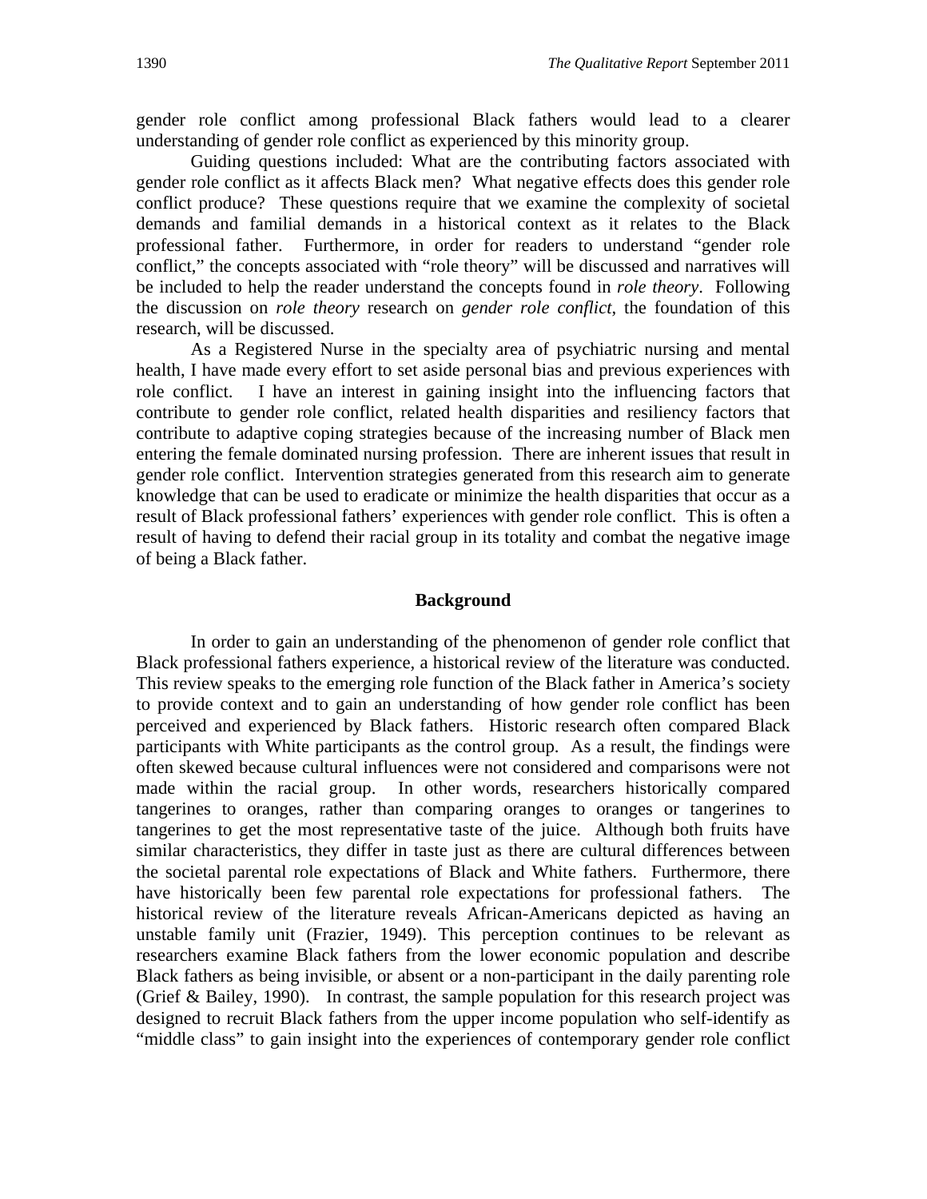gender role conflict among professional Black fathers would lead to a clearer understanding of gender role conflict as experienced by this minority group.

Guiding questions included: What are the contributing factors associated with gender role conflict as it affects Black men? What negative effects does this gender role conflict produce? These questions require that we examine the complexity of societal demands and familial demands in a historical context as it relates to the Black professional father. Furthermore, in order for readers to understand "gender role conflict," the concepts associated with "role theory" will be discussed and narratives will be included to help the reader understand the concepts found in *role theory*. Following the discussion on *role theory* research on *gender role conflict*, the foundation of this research, will be discussed.

As a Registered Nurse in the specialty area of psychiatric nursing and mental health, I have made every effort to set aside personal bias and previous experiences with role conflict. I have an interest in gaining insight into the influencing factors that contribute to gender role conflict, related health disparities and resiliency factors that contribute to adaptive coping strategies because of the increasing number of Black men entering the female dominated nursing profession. There are inherent issues that result in gender role conflict. Intervention strategies generated from this research aim to generate knowledge that can be used to eradicate or minimize the health disparities that occur as a result of Black professional fathers' experiences with gender role conflict. This is often a result of having to defend their racial group in its totality and combat the negative image of being a Black father.

## Background

In order to gain an understanding of the phenomenon of gender role conflict that Black professional fathers experience, a historical review of the literature was conducted. This review speaks to the emerging role function of the Black father in America's society to provide context and to gain an understanding of how gender role conflict has been perceived and experienced by Black fathers. Historic research often compared Black participants with White participants as the control group. As a result, the findings were often skewed because cultural influences were not considered and comparisons were not made within the racial group. In other words, researchers historically compared tangerines to oranges, rather than comparing oranges to oranges or tangerines to tangerines to get the most representative taste of the juice. Although both fruits have similar characteristics, they differ in taste just as there are cultural differences between the societal parental role expectations of Black and White fathers. Furthermore, there have historically been few parental role expectations for professional fathers. The historical review of the literature reveals African-Americans depicted as having an unstable family unit (Frazier, 1949). This perception continues to be relevant as researchers examine Black fathers from the lower economic population and describe Black fathers as being invisible, or absent or a non-participant in the daily parenting role (Grief & Bailey, 1990). In contrast, the sample population for this research project was designed to recruit Black fathers from the upper income population who self-identify as "middle class" to gain insight into the experiences of contemporary gender role conflict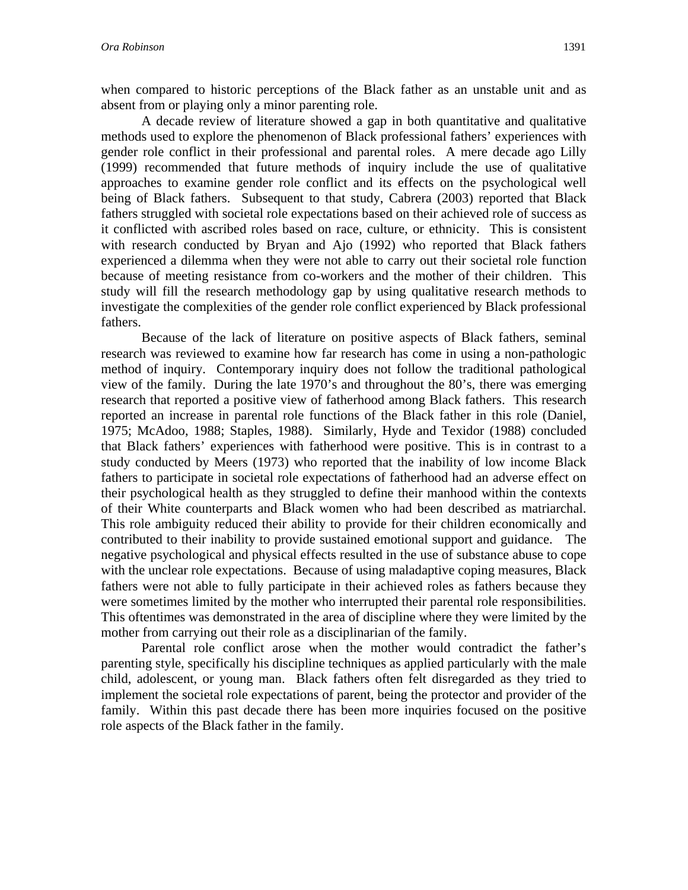when compared to historic perceptions of the Black father as an unstable unit and as absent from or playing only a minor parenting role.

A decade review of literature showed a gap in both quantitative and qualitative methods used to explore the phenomenon of Black professional fathers' experiences with gender role conflict in their professional and parental roles. A mere decade ago Lilly (1999) recommended that future methods of inquiry include the use of qualitative approaches to examine gender role conflict and its effects on the psychological well being of Black fathers. Subsequent to that study, Cabrera (2003) reported that Black fathers struggled with societal role expectations based on their achieved role of success as it conflicted with ascribed roles based on race, culture, or ethnicity. This is consistent with research conducted by Bryan and Ajo (1992) who reported that Black fathers experienced a dilemma when they were not able to carry out their societal role function because of meeting resistance from co-workers and the mother of their children. This study will fill the research methodology gap by using qualitative research methods to investigate the complexities of the gender role conflict experienced by Black professional fathers.

Because of the lack of literature on positive aspects of Black fathers, seminal research was reviewed to examine how far research has come in using a non-pathologic method of inquiry. Contemporary inquiry does not follow the traditional pathological view of the family. During the late 1970's and throughout the 80's, there was emerging research that reported a positive view of fatherhood among Black fathers. This research reported an increase in parental role functions of the Black father in this role (Daniel, 1975; McAdoo, 1988; Staples, 1988). Similarly, Hyde and Texidor (1988) concluded that Black fathers' experiences with fatherhood were positive. This is in contrast to a study conducted by Meers (1973) who reported that the inability of low income Black fathers to participate in societal role expectations of fatherhood had an adverse effect on their psychological health as they struggled to define their manhood within the contexts of their White counterparts and Black women who had been described as matriarchal. This role ambiguity reduced their ability to provide for their children economically and contributed to their inability to provide sustained emotional support and guidance. The negative psychological and physical effects resulted in the use of substance abuse to cope with the unclear role expectations. Because of using maladaptive coping measures, Black fathers were not able to fully participate in their achieved roles as fathers because they were sometimes limited by the mother who interrupted their parental role responsibilities. This oftentimes was demonstrated in the area of discipline where they were limited by the mother from carrying out their role as a disciplinarian of the family.

Parental role conflict arose when the mother would contradict the father's parenting style, specifically his discipline techniques as applied particularly with the male child, adolescent, or young man. Black fathers often felt disregarded as they tried to implement the societal role expectations of parent, being the protector and provider of the family. Within this past decade there has been more inquiries focused on the positive role aspects of the Black father in the family.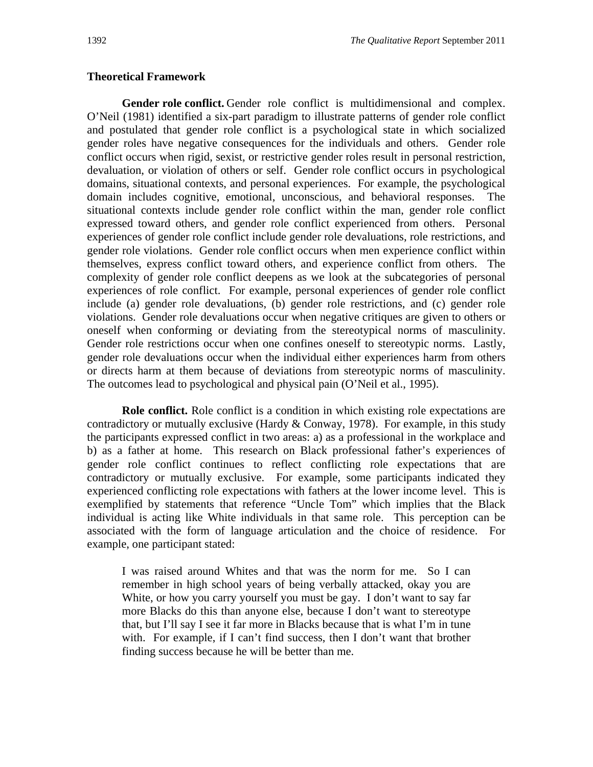## Theoretical Framework

**Gender role conflict.** Gender role conflict is multidimensional and complex. O'Neil (1981) identified a six-part paradigm to illustrate patterns of gender role conflict and postulated that gender role conflict is a psychological state in which socialized gender roles have negative consequences for the individuals and others. Gender role conflict occurs when rigid, sexist, or restrictive gender roles result in personal restriction, devaluation, or violation of others or self. Gender role conflict occurs in psychological domains, situational contexts, and personal experiences. For example, the psychological domain includes cognitive, emotional, unconscious, and behavioral responses. The situational contexts include gender role conflict within the man, gender role conflict expressed toward others, and gender role conflict experienced from others. Personal experiences of gender role conflict include gender role devaluations, role restrictions, and gender role violations. Gender role conflict occurs when men experience conflict within themselves, express conflict toward others, and experience conflict from others. The complexity of gender role conflict deepens as we look at the subcategories of personal experiences of role conflict. For example, personal experiences of gender role conflict include (a) gender role devaluations, (b) gender role restrictions, and (c) gender role violations. Gender role devaluations occur when negative critiques are given to others or oneself when conforming or deviating from the stereotypical norms of masculinity. Gender role restrictions occur when one confines oneself to stereotypic norms. Lastly, gender role devaluations occur when the individual either experiences harm from others or directs harm at them because of deviations from stereotypic norms of masculinity. The outcomes lead to psychological and physical pain (O'Neil et al., 1995).

**Role conflict.** Role conflict is a condition in which existing role expectations are contradictory or mutually exclusive (Hardy & Conway, 1978). For example, in this study the participants expressed conflict in two areas: a) as a professional in the workplace and b) as a father at home. This research on Black professional father's experiences of gender role conflict continues to reflect conflicting role expectations that are contradictory or mutually exclusive. For example, some participants indicated they experienced conflicting role expectations with fathers at the lower income level. This is exemplified by statements that reference "Uncle Tom" which implies that the Black individual is acting like White individuals in that same role. This perception can be associated with the form of language articulation and the choice of residence. For example, one participant stated:

> I was raised around Whites and that was the norm for me. So I can remember in high school years of being verbally attacked, okay you are White, or how you carry yourself you must be gay. I don't want to say far more Blacks do this than anyone else, because I don't want to stereotype that, but I'll say I see it far more in Blacks because that is what I'm in tune with. For example, if I can't find success, then I don't want that brother finding success because he will be better than me.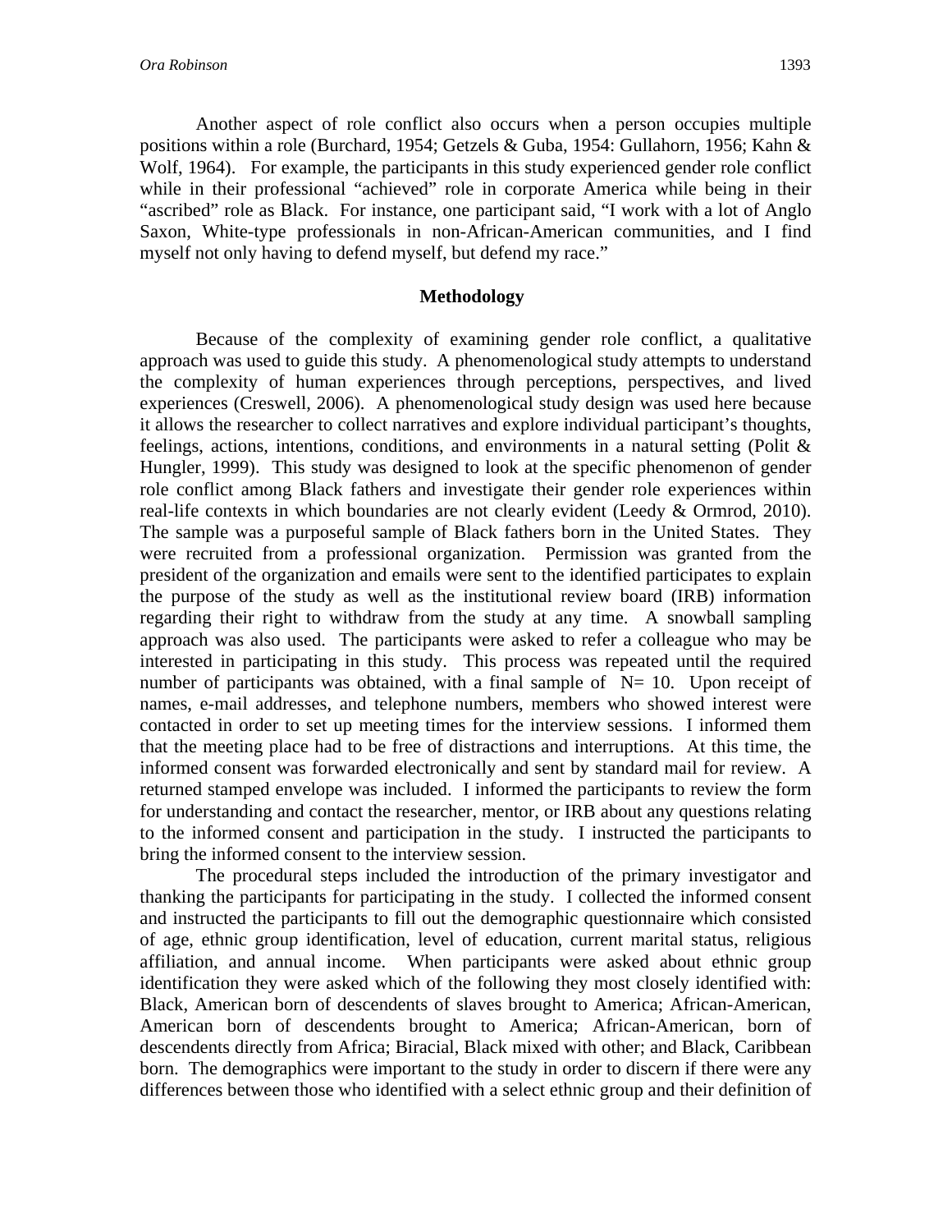Another aspect of role conflict also occurs when a person occupies multiple positions within a role (Burchard, 1954; Getzels & Guba, 1954: Gullahorn, 1956; Kahn & Wolf, 1964). For example, the participants in this study experienced gender role conflict while in their professional "achieved" role in corporate America while being in their "ascribed" role as Black. For instance, one participant said, "I work with a lot of Anglo Saxon, White-type professionals in non-African-American communities, and I find myself not only having to defend myself, but defend my race."

## Methodology

Because of the complexity of examining gender role conflict, a qualitative approach was used to guide this study. A phenomenological study attempts to understand the complexity of human experiences through perceptions, perspectives, and lived experiences (Creswell, 2006). A phenomenological study design was used here because it allows the researcher to collect narratives and explore individual participant's thoughts, feelings, actions, intentions, conditions, and environments in a natural setting (Polit & Hungler, 1999). This study was designed to look at the specific phenomenon of gender role conflict among Black fathers and investigate their gender role experiences within real-life contexts in which boundaries are not clearly evident (Leedy & Ormrod, 2010). The sample was a purposeful sample of Black fathers born in the United States. They were recruited from a professional organization. Permission was granted from the president of the organization and emails were sent to the identified participates to explain the purpose of the study as well as the institutional review board (IRB) information regarding their right to withdraw from the study at any time. A snowball sampling approach was also used. The participants were asked to refer a colleague who may be interested in participating in this study. This process was repeated until the required number of participants was obtained, with a final sample of N= 10. Upon receipt of names, e-mail addresses, and telephone numbers, members who showed interest were contacted in order to set up meeting times for the interview sessions. I informed them that the meeting place had to be free of distractions and interruptions. At this time, the informed consent was forwarded electronically and sent by standard mail for review. A returned stamped envelope was included. I informed the participants to review the form for understanding and contact the researcher, mentor, or IRB about any questions relating to the informed consent and participation in the study. I instructed the participants to bring the informed consent to the interview session.

The procedural steps included the introduction of the primary investigator and thanking the participants for participating in the study. I collected the informed consent and instructed the participants to fill out the demographic questionnaire which consisted of age, ethnic group identification, level of education, current marital status, religious affiliation, and annual income. When participants were asked about ethnic group identification they were asked which of the following they most closely identified with: Black, American born of descendents of slaves brought to America; African-American, American born of descendents brought to America; African-American, born of descendents directly from Africa; Biracial, Black mixed with other; and Black, Caribbean born. The demographics were important to the study in order to discern if there were any differences between those who identified with a select ethnic group and their definition of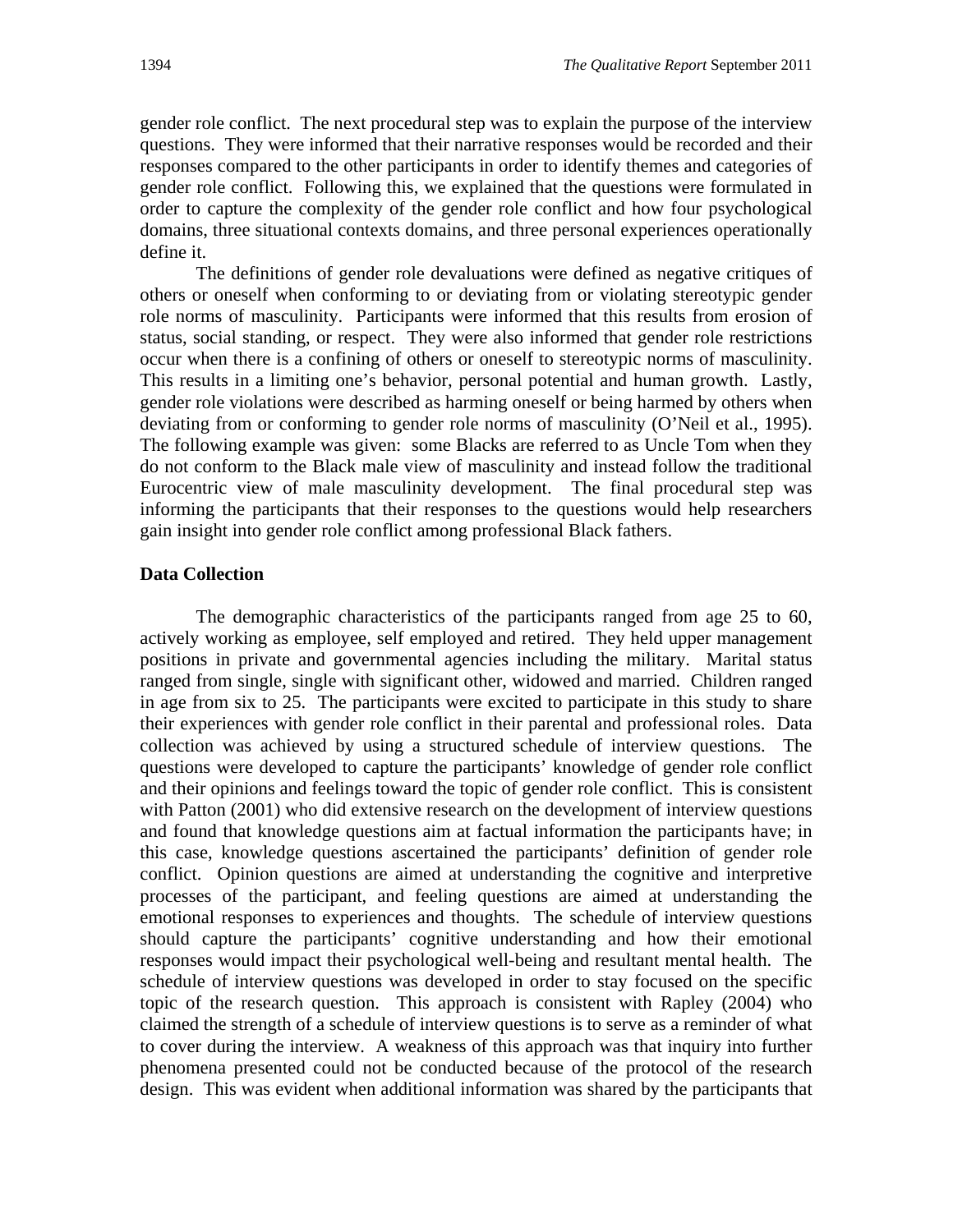gender role conflict. The next procedural step was to explain the purpose of the interview questions. They were informed that their narrative responses would be recorded and their responses compared to the other participants in order to identify themes and categories of gender role conflict. Following this, we explained that the questions were formulated in order to capture the complexity of the gender role conflict and how four psychological domains, three situational contexts domains, and three personal experiences operationally define it.

The definitions of gender role devaluations were defined as negative critiques of others or oneself when conforming to or deviating from or violating stereotypic gender role norms of masculinity. Participants were informed that this results from erosion of status, social standing, or respect. They were also informed that gender role restrictions occur when there is a confining of others or oneself to stereotypic norms of masculinity. This results in a limiting one's behavior, personal potential and human growth. Lastly, gender role violations were described as harming oneself or being harmed by others when deviating from or conforming to gender role norms of masculinity (O'Neil et al., 1995). The following example was given: some Blacks are referred to as Uncle Tom when they do not conform to the Black male view of masculinity and instead follow the traditional Eurocentric view of male masculinity development. The final procedural step was informing the participants that their responses to the questions would help researchers gain insight into gender role conflict among professional Black fathers.

### Data Collection

The demographic characteristics of the participants ranged from age 25 to 60, actively working as employee, self employed and retired. They held upper management positions in private and governmental agencies including the military. Marital status ranged from single, single with significant other, widowed and married. Children ranged in age from six to 25. The participants were excited to participate in this study to share their experiences with gender role conflict in their parental and professional roles. Data collection was achieved by using a structured schedule of interview questions. The questions were developed to capture the participants' knowledge of gender role conflict and their opinions and feelings toward the topic of gender role conflict. This is consistent with Patton (2001) who did extensive research on the development of interview questions and found that knowledge questions aim at factual information the participants have; in this case, knowledge questions ascertained the participants' definition of gender role conflict. Opinion questions are aimed at understanding the cognitive and interpretive processes of the participant, and feeling questions are aimed at understanding the emotional responses to experiences and thoughts. The schedule of interview questions should capture the participants' cognitive understanding and how their emotional responses would impact their psychological well-being and resultant mental health. The schedule of interview questions was developed in order to stay focused on the specific topic of the research question. This approach is consistent with Rapley (2004) who claimed the strength of a schedule of interview questions is to serve as a reminder of what to cover during the interview. A weakness of this approach was that inquiry into further phenomena presented could not be conducted because of the protocol of the research design. This was evident when additional information was shared by the participants that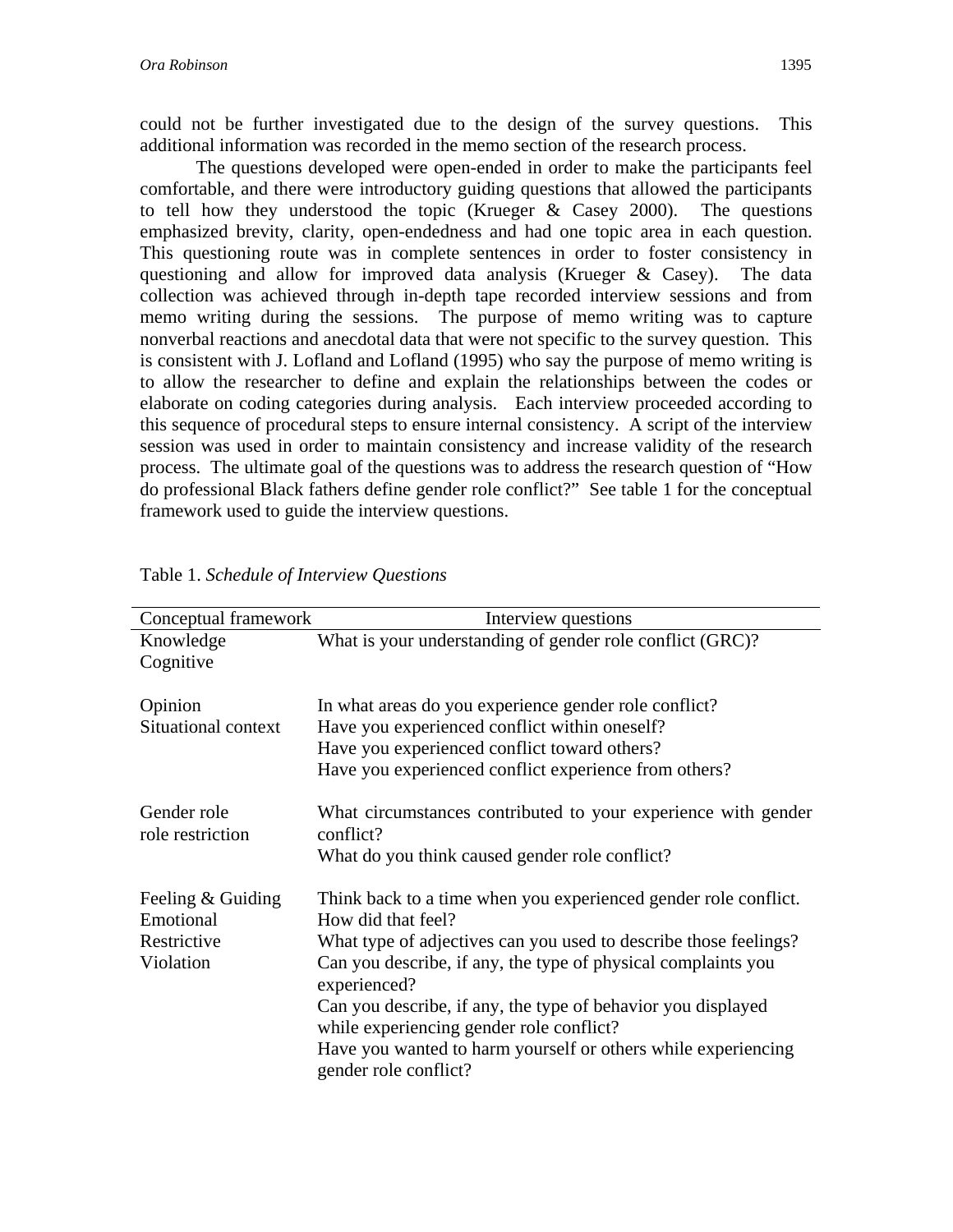could not be further investigated due to the design of the survey questions. This additional information was recorded in the memo section of the research process.

The questions developed were open-ended in order to make the participants feel comfortable, and there were introductory guiding questions that allowed the participants to tell how they understood the topic (Krueger & Casey 2000). The questions emphasized brevity, clarity, open-endedness and had one topic area in each question. This questioning route was in complete sentences in order to foster consistency in questioning and allow for improved data analysis (Krueger & Casey). The data collection was achieved through in-depth tape recorded interview sessions and from memo writing during the sessions. The purpose of memo writing was to capture nonverbal reactions and anecdotal data that were not specific to the survey question. This is consistent with J. Lofland and Lofland (1995) who say the purpose of memo writing is to allow the researcher to define and explain the relationships between the codes or elaborate on coding categories during analysis. Each interview proceeded according to this sequence of procedural steps to ensure internal consistency. A script of the interview session was used in order to maintain consistency and increase validity of the research process. The ultimate goal of the questions was to address the research question of "How do professional Black fathers define gender role conflict?" See table 1 for the conceptual framework used to guide the interview questions.

Table 1. *Schedule of Interview Questions*

| Conceptual framework | Interview questions |
|---|---|
| Knowledge<br>Cognitive | What is your understanding of gender role conflict (GRC)? |
| Opinion<br>Situational context | In what areas do you experience gender role conflict?<br>Have you experienced conflict within oneself?<br>Have you experienced conflict toward others?<br>Have you experienced conflict experience from others? |
| Gender role<br>role restriction | What circumstances contributed to your experience with gender conflict?<br>What do you think caused gender role conflict? |
| Feeling & Guiding<br>Emotional<br>Restrictive<br>Violation | Think back to a time when you experienced gender role conflict. How did that feel?<br>What type of adjectives can you used to describe those feelings?<br>Can you describe, if any, the type of physical complaints you experienced?<br>Can you describe, if any, the type of behavior you displayed while experiencing gender role conflict?<br>Have you wanted to harm yourself or others while experiencing gender role conflict? |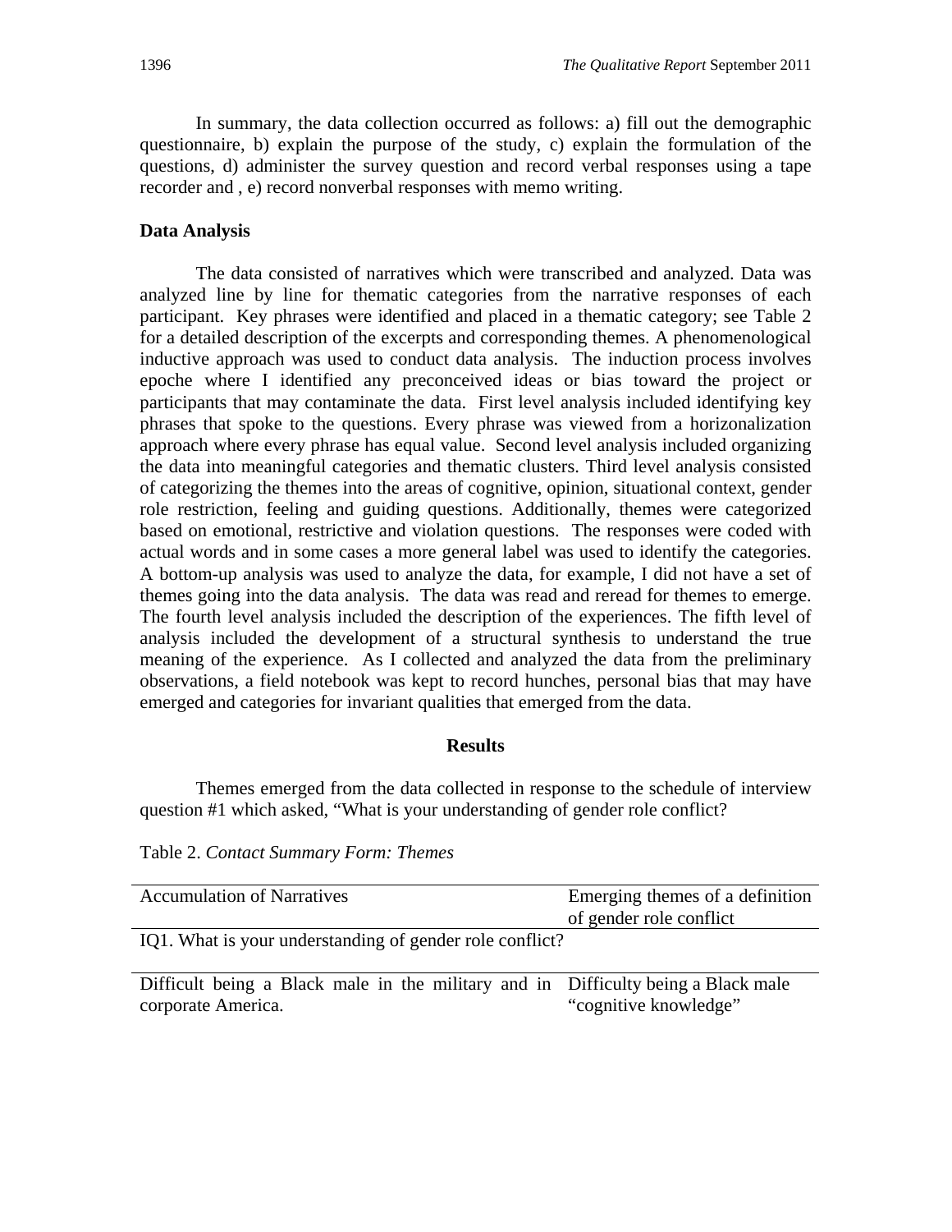In summary, the data collection occurred as follows: a) fill out the demographic questionnaire, b) explain the purpose of the study, c) explain the formulation of the questions, d) administer the survey question and record verbal responses using a tape recorder and , e) record nonverbal responses with memo writing.

### Data Analysis

The data consisted of narratives which were transcribed and analyzed. Data was analyzed line by line for thematic categories from the narrative responses of each participant. Key phrases were identified and placed in a thematic category; see Table 2 for a detailed description of the excerpts and corresponding themes. A phenomenological inductive approach was used to conduct data analysis. The induction process involves epoche where I identified any preconceived ideas or bias toward the project or participants that may contaminate the data. First level analysis included identifying key phrases that spoke to the questions. Every phrase was viewed from a horizonalization approach where every phrase has equal value. Second level analysis included organizing the data into meaningful categories and thematic clusters. Third level analysis consisted of categorizing the themes into the areas of cognitive, opinion, situational context, gender role restriction, feeling and guiding questions. Additionally, themes were categorized based on emotional, restrictive and violation questions. The responses were coded with actual words and in some cases a more general label was used to identify the categories. A bottom-up analysis was used to analyze the data, for example, I did not have a set of themes going into the data analysis. The data was read and reread for themes to emerge. The fourth level analysis included the description of the experiences. The fifth level of analysis included the development of a structural synthesis to understand the true meaning of the experience. As I collected and analyzed the data from the preliminary observations, a field notebook was kept to record hunches, personal bias that may have emerged and categories for invariant qualities that emerged from the data.

## Results

Themes emerged from the data collected in response to the schedule of interview question #1 which asked, "What is your understanding of gender role conflict?

Table 2. *Contact Summary Form: Themes*

| Accumulation of Narratives | Emerging themes of a definition of gender role conflict |
|---|---|
| IQ1. What is your understanding of gender role conflict? | |
| Difficult being a Black male in the military and in corporate America. | Difficulty being a Black male "cognitive knowledge" |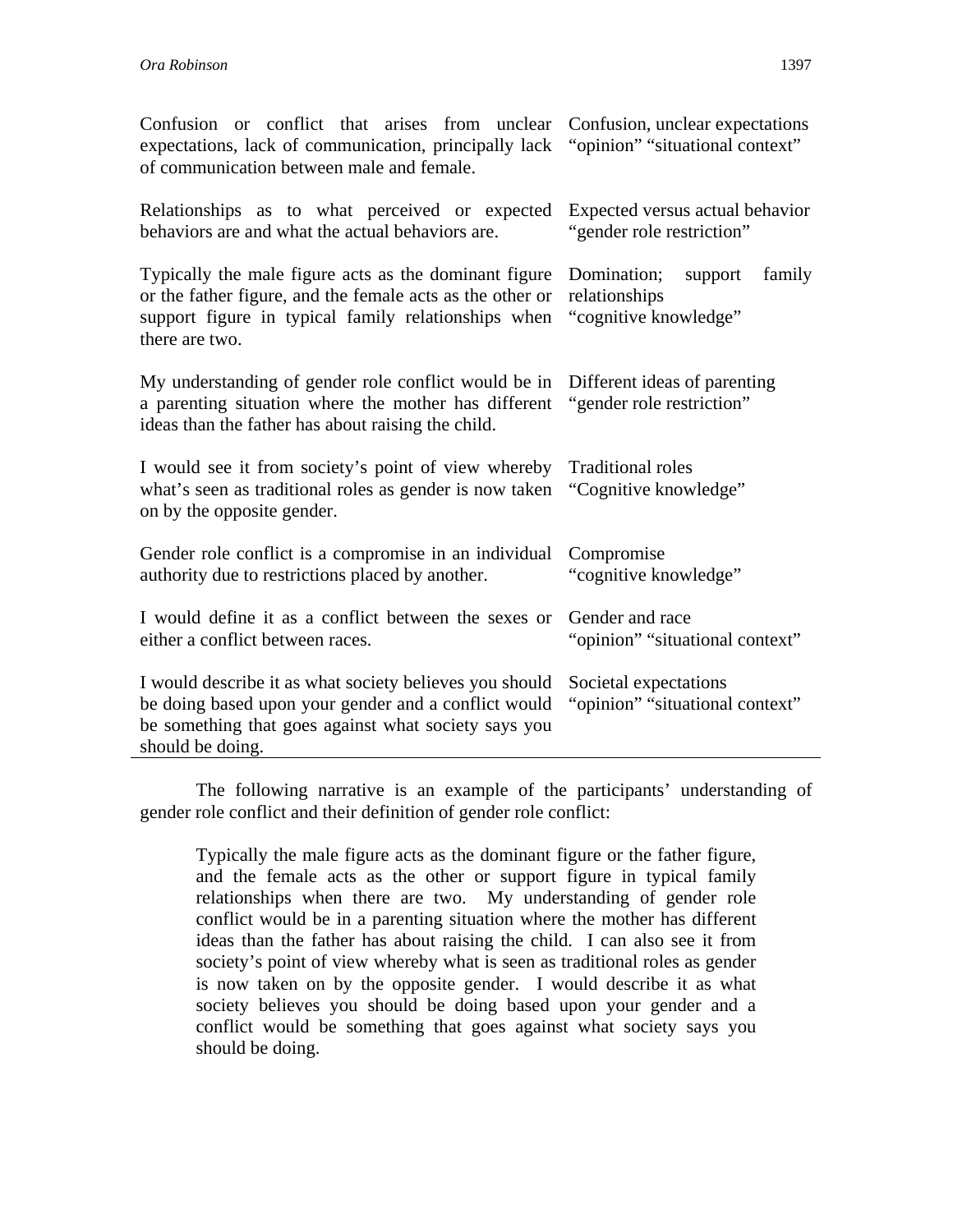| | |
|---|---|
| Confusion or conflict that arises from unclear expectations, lack of communication, principally lack of communication between male and female. | Confusion, unclear expectations "opinion" "situational context" |
| Relationships as to what perceived or expected behaviors are and what the actual behaviors are. | Expected versus actual behavior "gender role restriction" |
| Typically the male figure acts as the dominant figure or the father figure, and the female acts as the other or support figure in typical family relationships when there are two. | Domination; support family relationships "cognitive knowledge" |
| My understanding of gender role conflict would be in a parenting situation where the mother has different ideas than the father has about raising the child. | Different ideas of parenting "gender role restriction" |
| I would see it from society's point of view whereby what's seen as traditional roles as gender is now taken on by the opposite gender. | Traditional roles "Cognitive knowledge" |
| Gender role conflict is a compromise in an individual authority due to restrictions placed by another. | Compromise "cognitive knowledge" |
| I would define it as a conflict between the sexes or either a conflict between races. | Gender and race "opinion" "situational context" |
| I would describe it as what society believes you should be doing based upon your gender and a conflict would be something that goes against what society says you should be doing. | Societal expectations "opinion" "situational context" |

The following narrative is an example of the participants' understanding of gender role conflict and their definition of gender role conflict:

> Typically the male figure acts as the dominant figure or the father figure, and the female acts as the other or support figure in typical family relationships when there are two. My understanding of gender role conflict would be in a parenting situation where the mother has different ideas than the father has about raising the child. I can also see it from society's point of view whereby what is seen as traditional roles as gender is now taken on by the opposite gender. I would describe it as what society believes you should be doing based upon your gender and a conflict would be something that goes against what society says you should be doing.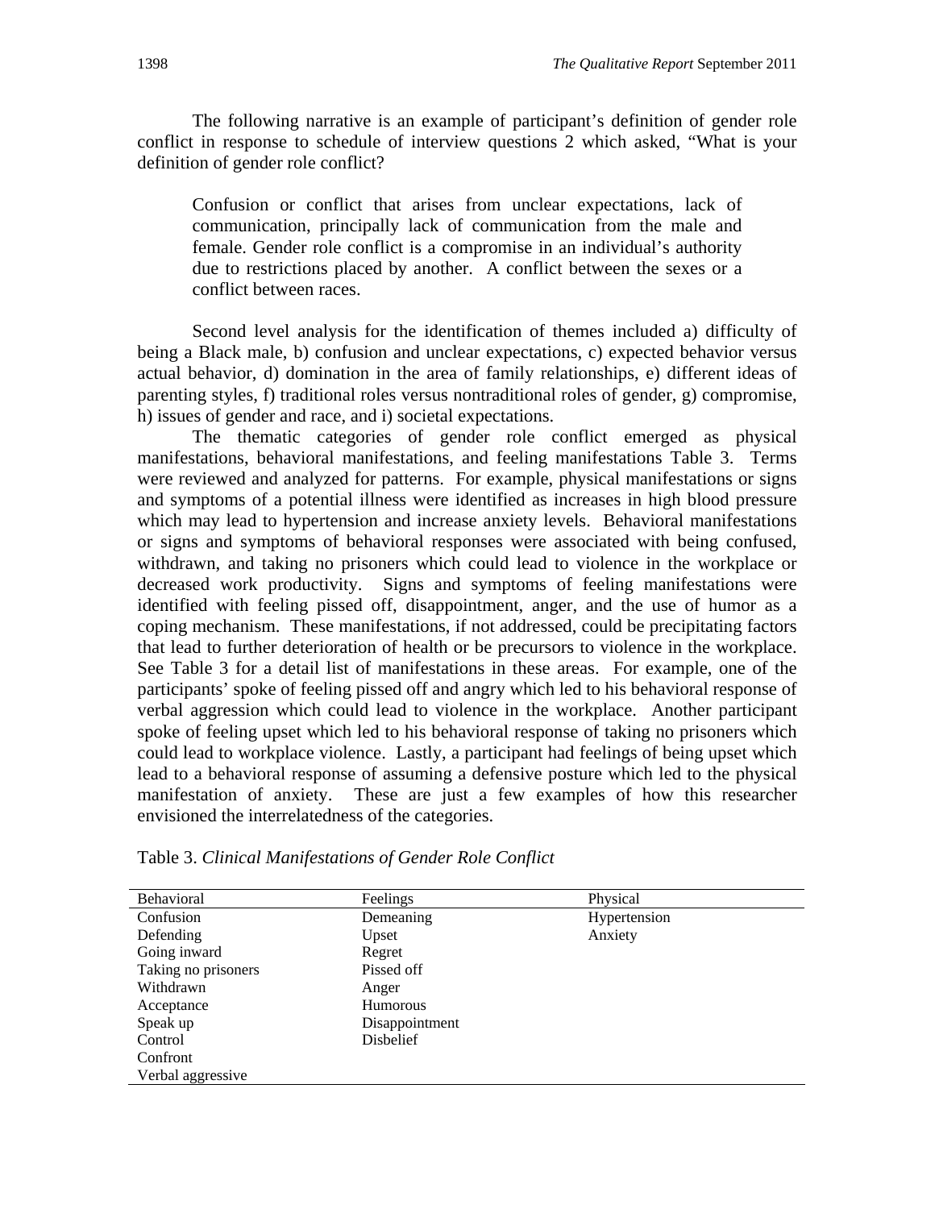The following narrative is an example of participant's definition of gender role conflict in response to schedule of interview questions 2 which asked, "What is your definition of gender role conflict?

> Confusion or conflict that arises from unclear expectations, lack of communication, principally lack of communication from the male and female. Gender role conflict is a compromise in an individual's authority due to restrictions placed by another. A conflict between the sexes or a conflict between races.

Second level analysis for the identification of themes included a) difficulty of being a Black male, b) confusion and unclear expectations, c) expected behavior versus actual behavior, d) domination in the area of family relationships, e) different ideas of parenting styles, f) traditional roles versus nontraditional roles of gender, g) compromise, h) issues of gender and race, and i) societal expectations.

The thematic categories of gender role conflict emerged as physical manifestations, behavioral manifestations, and feeling manifestations Table 3. Terms were reviewed and analyzed for patterns. For example, physical manifestations or signs and symptoms of a potential illness were identified as increases in high blood pressure which may lead to hypertension and increase anxiety levels. Behavioral manifestations or signs and symptoms of behavioral responses were associated with being confused, withdrawn, and taking no prisoners which could lead to violence in the workplace or decreased work productivity. Signs and symptoms of feeling manifestations were identified with feeling pissed off, disappointment, anger, and the use of humor as a coping mechanism. These manifestations, if not addressed, could be precipitating factors that lead to further deterioration of health or be precursors to violence in the workplace. See Table 3 for a detail list of manifestations in these areas. For example, one of the participants' spoke of feeling pissed off and angry which led to his behavioral response of verbal aggression which could lead to violence in the workplace. Another participant spoke of feeling upset which led to his behavioral response of taking no prisoners which could lead to workplace violence. Lastly, a participant had feelings of being upset which lead to a behavioral response of assuming a defensive posture which led to the physical manifestation of anxiety. These are just a few examples of how this researcher envisioned the interrelatedness of the categories.

Table 3. *Clinical Manifestations of Gender Role Conflict*

| Behavioral | Feelings | Physical |
|---|---|---|
| Confusion | Demeaning | Hypertension |
| Defending | Upset | Anxiety |
| Going inward | Regret | |
| Taking no prisoners | Pissed off | |
| Withdrawn | Anger | |
| Acceptance | Humorous | |
| Speak up | Disappointment | |
| Control | Disbelief | |
| Confront | | |
| Verbal aggressive | | |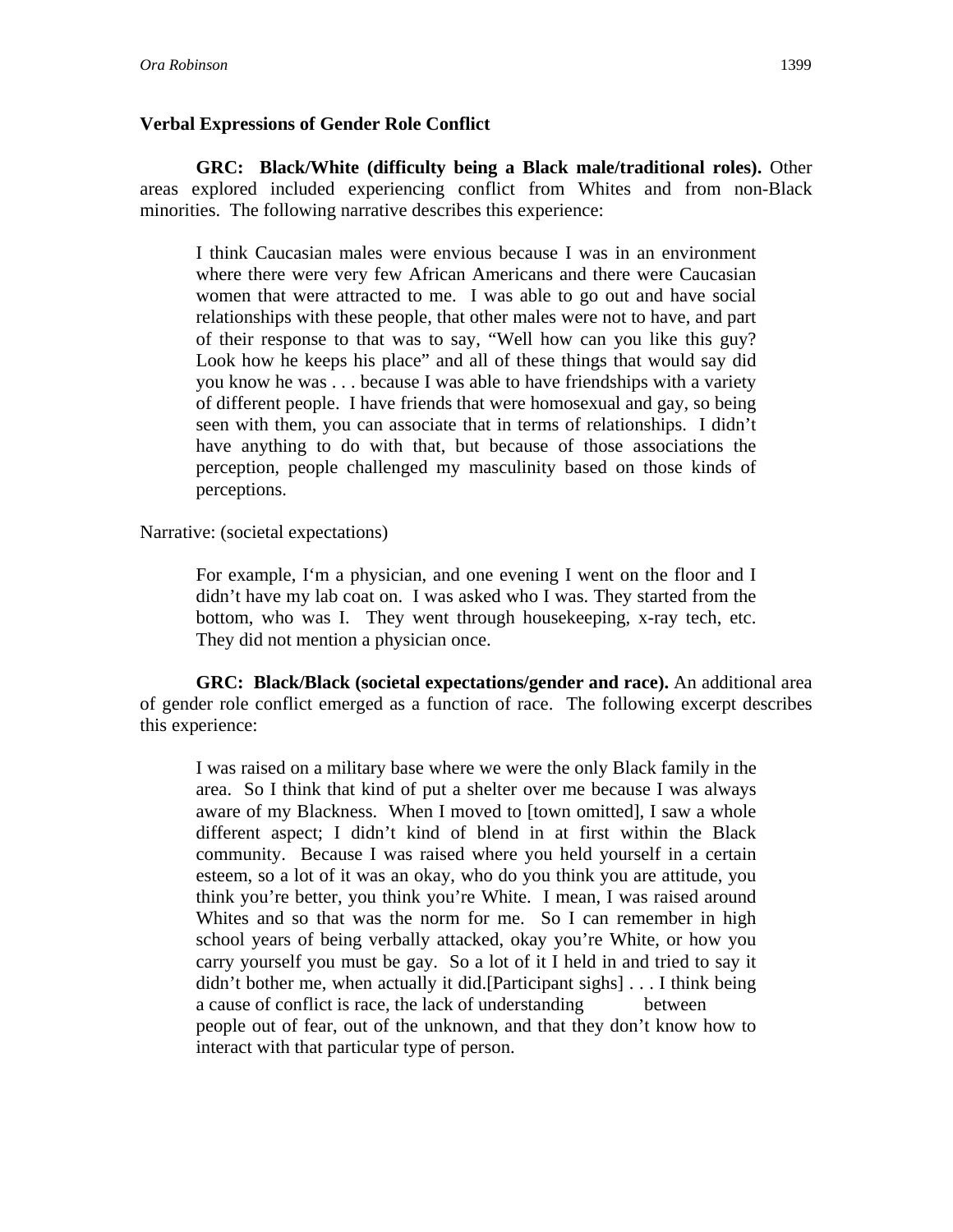### Verbal Expressions of Gender Role Conflict

**GRC: Black/White (difficulty being a Black male/traditional roles).** Other areas explored included experiencing conflict from Whites and from non-Black minorities. The following narrative describes this experience:

> I think Caucasian males were envious because I was in an environment where there were very few African Americans and there were Caucasian women that were attracted to me. I was able to go out and have social relationships with these people, that other males were not to have, and part of their response to that was to say, "Well how can you like this guy? Look how he keeps his place" and all of these things that would say did you know he was . . . because I was able to have friendships with a variety of different people. I have friends that were homosexual and gay, so being seen with them, you can associate that in terms of relationships. I didn't have anything to do with that, but because of those associations the perception, people challenged my masculinity based on those kinds of perceptions.

Narrative: (societal expectations)

> For example, I'm a physician, and one evening I went on the floor and I didn't have my lab coat on. I was asked who I was. They started from the bottom, who was I. They went through housekeeping, x-ray tech, etc. They did not mention a physician once.

**GRC: Black/Black (societal expectations/gender and race).** An additional area of gender role conflict emerged as a function of race. The following excerpt describes this experience:

> I was raised on a military base where we were the only Black family in the area. So I think that kind of put a shelter over me because I was always aware of my Blackness. When I moved to [town omitted], I saw a whole different aspect; I didn't kind of blend in at first within the Black community. Because I was raised where you held yourself in a certain esteem, so a lot of it was an okay, who do you think you are attitude, you think you're better, you think you're White. I mean, I was raised around Whites and so that was the norm for me. So I can remember in high school years of being verbally attacked, okay you're White, or how you carry yourself you must be gay. So a lot of it I held in and tried to say it didn't bother me, when actually it did.[Participant sighs] . . . I think being a cause of conflict is race, the lack of understanding between people out of fear, out of the unknown, and that they don't know how to interact with that particular type of person.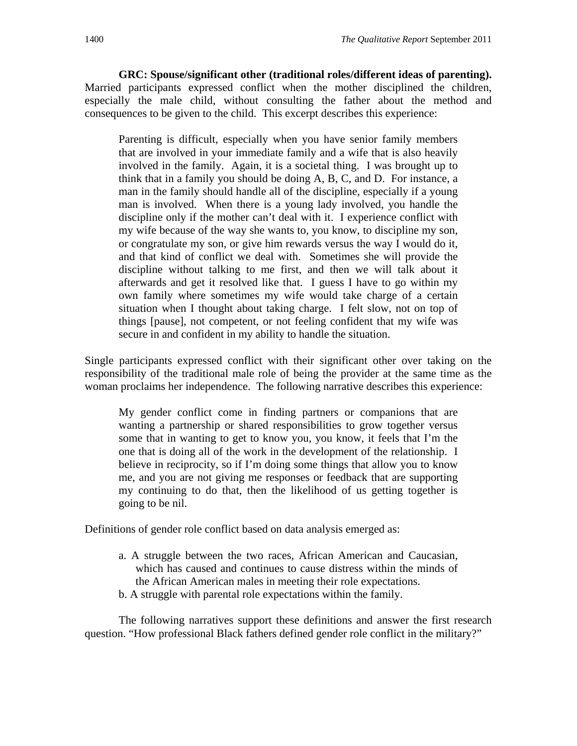**GRC: Spouse/significant other (traditional roles/different ideas of parenting).** Married participants expressed conflict when the mother disciplined the children, especially the male child, without consulting the father about the method and consequences to be given to the child. This excerpt describes this experience:

> Parenting is difficult, especially when you have senior family members that are involved in your immediate family and a wife that is also heavily involved in the family. Again, it is a societal thing. I was brought up to think that in a family you should be doing A, B, C, and D. For instance, a man in the family should handle all of the discipline, especially if a young man is involved. When there is a young lady involved, you handle the discipline only if the mother can't deal with it. I experience conflict with my wife because of the way she wants to, you know, to discipline my son, or congratulate my son, or give him rewards versus the way I would do it, and that kind of conflict we deal with. Sometimes she will provide the discipline without talking to me first, and then we will talk about it afterwards and get it resolved like that. I guess I have to go within my own family where sometimes my wife would take charge of a certain situation when I thought about taking charge. I felt slow, not on top of things [pause], not competent, or not feeling confident that my wife was secure in and confident in my ability to handle the situation.

Single participants expressed conflict with their significant other over taking on the responsibility of the traditional male role of being the provider at the same time as the woman proclaims her independence. The following narrative describes this experience:

> My gender conflict come in finding partners or companions that are wanting a partnership or shared responsibilities to grow together versus some that in wanting to get to know you, you know, it feels that I'm the one that is doing all of the work in the development of the relationship. I believe in reciprocity, so if I'm doing some things that allow you to know me, and you are not giving me responses or feedback that are supporting my continuing to do that, then the likelihood of us getting together is going to be nil.

Definitions of gender role conflict based on data analysis emerged as:

a. A struggle between the two races, African American and Caucasian, which has caused and continues to cause distress within the minds of the African American males in meeting their role expectations.
b. A struggle with parental role expectations within the family.

The following narratives support these definitions and answer the first research question. "How professional Black fathers defined gender role conflict in the military?"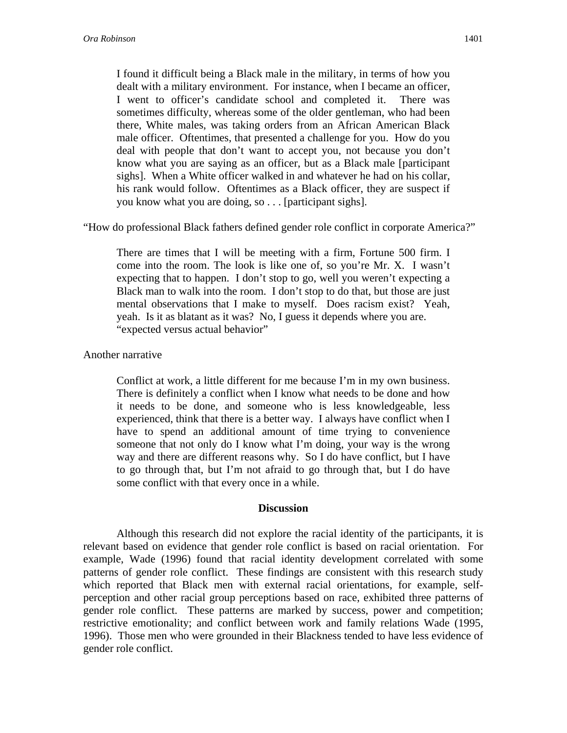> I found it difficult being a Black male in the military, in terms of how you dealt with a military environment. For instance, when I became an officer, I went to officer's candidate school and completed it. There was sometimes difficulty, whereas some of the older gentleman, who had been there, White males, was taking orders from an African American Black male officer. Oftentimes, that presented a challenge for you. How do you deal with people that don't want to accept you, not because you don't know what you are saying as an officer, but as a Black male [participant sighs]. When a White officer walked in and whatever he had on his collar, his rank would follow. Oftentimes as a Black officer, they are suspect if you know what you are doing, so . . . [participant sighs].

"How do professional Black fathers defined gender role conflict in corporate America?"

> There are times that I will be meeting with a firm, Fortune 500 firm. I come into the room. The look is like one of, so you're Mr. X. I wasn't expecting that to happen. I don't stop to go, well you weren't expecting a Black man to walk into the room. I don't stop to do that, but those are just mental observations that I make to myself. Does racism exist? Yeah, yeah. Is it as blatant as it was? No, I guess it depends where you are.
> "expected versus actual behavior"

Another narrative

> Conflict at work, a little different for me because I'm in my own business. There is definitely a conflict when I know what needs to be done and how it needs to be done, and someone who is less knowledgeable, less experienced, think that there is a better way. I always have conflict when I have to spend an additional amount of time trying to convenience someone that not only do I know what I'm doing, your way is the wrong way and there are different reasons why. So I do have conflict, but I have to go through that, but I'm not afraid to go through that, but I do have some conflict with that every once in a while.

## Discussion

Although this research did not explore the racial identity of the participants, it is relevant based on evidence that gender role conflict is based on racial orientation. For example, Wade (1996) found that racial identity development correlated with some patterns of gender role conflict. These findings are consistent with this research study which reported that Black men with external racial orientations, for example, self-perception and other racial group perceptions based on race, exhibited three patterns of gender role conflict. These patterns are marked by success, power and competition; restrictive emotionality; and conflict between work and family relations Wade (1995, 1996). Those men who were grounded in their Blackness tended to have less evidence of gender role conflict.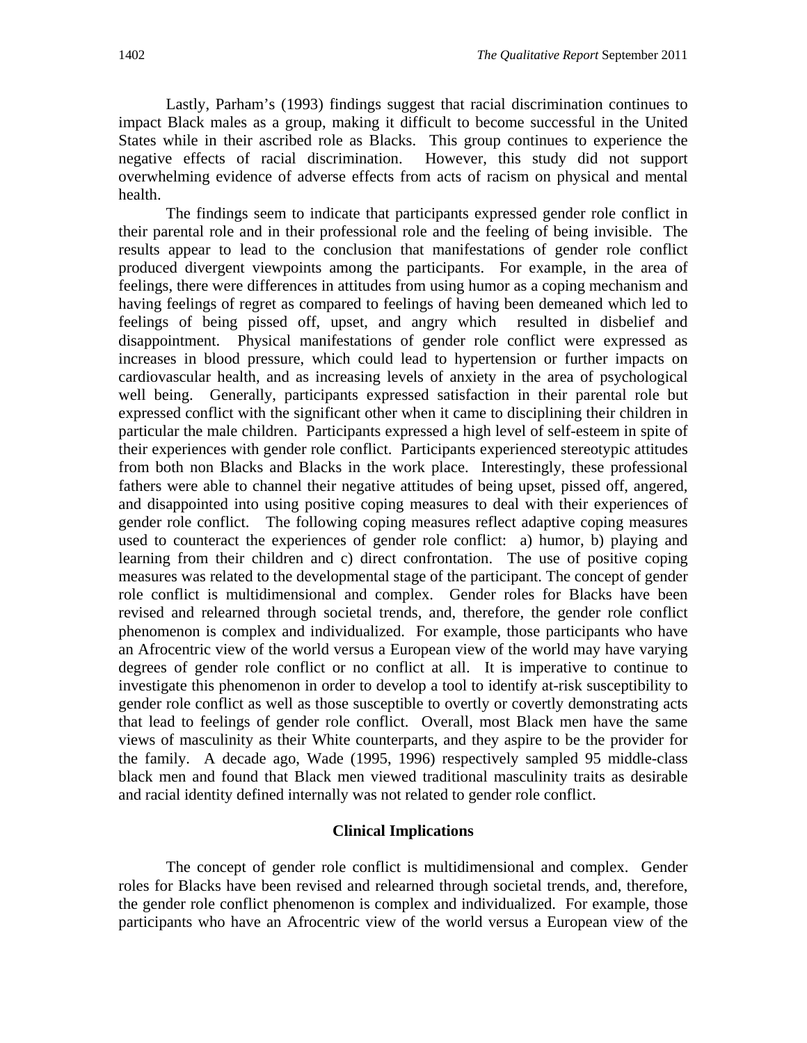Lastly, Parham's (1993) findings suggest that racial discrimination continues to impact Black males as a group, making it difficult to become successful in the United States while in their ascribed role as Blacks. This group continues to experience the negative effects of racial discrimination. However, this study did not support overwhelming evidence of adverse effects from acts of racism on physical and mental health.

The findings seem to indicate that participants expressed gender role conflict in their parental role and in their professional role and the feeling of being invisible. The results appear to lead to the conclusion that manifestations of gender role conflict produced divergent viewpoints among the participants. For example, in the area of feelings, there were differences in attitudes from using humor as a coping mechanism and having feelings of regret as compared to feelings of having been demeaned which led to feelings of being pissed off, upset, and angry which resulted in disbelief and disappointment. Physical manifestations of gender role conflict were expressed as increases in blood pressure, which could lead to hypertension or further impacts on cardiovascular health, and as increasing levels of anxiety in the area of psychological well being. Generally, participants expressed satisfaction in their parental role but expressed conflict with the significant other when it came to disciplining their children in particular the male children. Participants expressed a high level of self-esteem in spite of their experiences with gender role conflict. Participants experienced stereotypic attitudes from both non Blacks and Blacks in the work place. Interestingly, these professional fathers were able to channel their negative attitudes of being upset, pissed off, angered, and disappointed into using positive coping measures to deal with their experiences of gender role conflict. The following coping measures reflect adaptive coping measures used to counteract the experiences of gender role conflict: a) humor, b) playing and learning from their children and c) direct confrontation. The use of positive coping measures was related to the developmental stage of the participant. The concept of gender role conflict is multidimensional and complex. Gender roles for Blacks have been revised and relearned through societal trends, and, therefore, the gender role conflict phenomenon is complex and individualized. For example, those participants who have an Afrocentric view of the world versus a European view of the world may have varying degrees of gender role conflict or no conflict at all. It is imperative to continue to investigate this phenomenon in order to develop a tool to identify at-risk susceptibility to gender role conflict as well as those susceptible to overtly or covertly demonstrating acts that lead to feelings of gender role conflict. Overall, most Black men have the same views of masculinity as their White counterparts, and they aspire to be the provider for the family. A decade ago, Wade (1995, 1996) respectively sampled 95 middle-class black men and found that Black men viewed traditional masculinity traits as desirable and racial identity defined internally was not related to gender role conflict.

## Clinical Implications

The concept of gender role conflict is multidimensional and complex. Gender roles for Blacks have been revised and relearned through societal trends, and, therefore, the gender role conflict phenomenon is complex and individualized. For example, those participants who have an Afrocentric view of the world versus a European view of the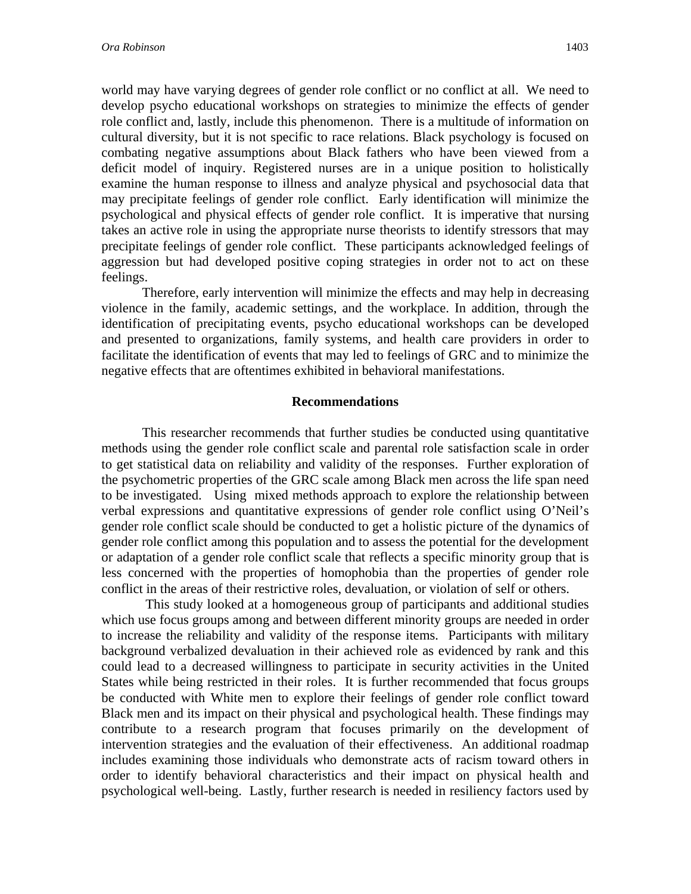world may have varying degrees of gender role conflict or no conflict at all. We need to develop psycho educational workshops on strategies to minimize the effects of gender role conflict and, lastly, include this phenomenon. There is a multitude of information on cultural diversity, but it is not specific to race relations. Black psychology is focused on combating negative assumptions about Black fathers who have been viewed from a deficit model of inquiry. Registered nurses are in a unique position to holistically examine the human response to illness and analyze physical and psychosocial data that may precipitate feelings of gender role conflict. Early identification will minimize the psychological and physical effects of gender role conflict. It is imperative that nursing takes an active role in using the appropriate nurse theorists to identify stressors that may precipitate feelings of gender role conflict. These participants acknowledged feelings of aggression but had developed positive coping strategies in order not to act on these feelings.

Therefore, early intervention will minimize the effects and may help in decreasing violence in the family, academic settings, and the workplace. In addition, through the identification of precipitating events, psycho educational workshops can be developed and presented to organizations, family systems, and health care providers in order to facilitate the identification of events that may led to feelings of GRC and to minimize the negative effects that are oftentimes exhibited in behavioral manifestations.

## Recommendations

This researcher recommends that further studies be conducted using quantitative methods using the gender role conflict scale and parental role satisfaction scale in order to get statistical data on reliability and validity of the responses. Further exploration of the psychometric properties of the GRC scale among Black men across the life span need to be investigated. Using mixed methods approach to explore the relationship between verbal expressions and quantitative expressions of gender role conflict using O'Neil's gender role conflict scale should be conducted to get a holistic picture of the dynamics of gender role conflict among this population and to assess the potential for the development or adaptation of a gender role conflict scale that reflects a specific minority group that is less concerned with the properties of homophobia than the properties of gender role conflict in the areas of their restrictive roles, devaluation, or violation of self or others.

This study looked at a homogeneous group of participants and additional studies which use focus groups among and between different minority groups are needed in order to increase the reliability and validity of the response items. Participants with military background verbalized devaluation in their achieved role as evidenced by rank and this could lead to a decreased willingness to participate in security activities in the United States while being restricted in their roles. It is further recommended that focus groups be conducted with White men to explore their feelings of gender role conflict toward Black men and its impact on their physical and psychological health. These findings may contribute to a research program that focuses primarily on the development of intervention strategies and the evaluation of their effectiveness. An additional roadmap includes examining those individuals who demonstrate acts of racism toward others in order to identify behavioral characteristics and their impact on physical health and psychological well-being. Lastly, further research is needed in resiliency factors used by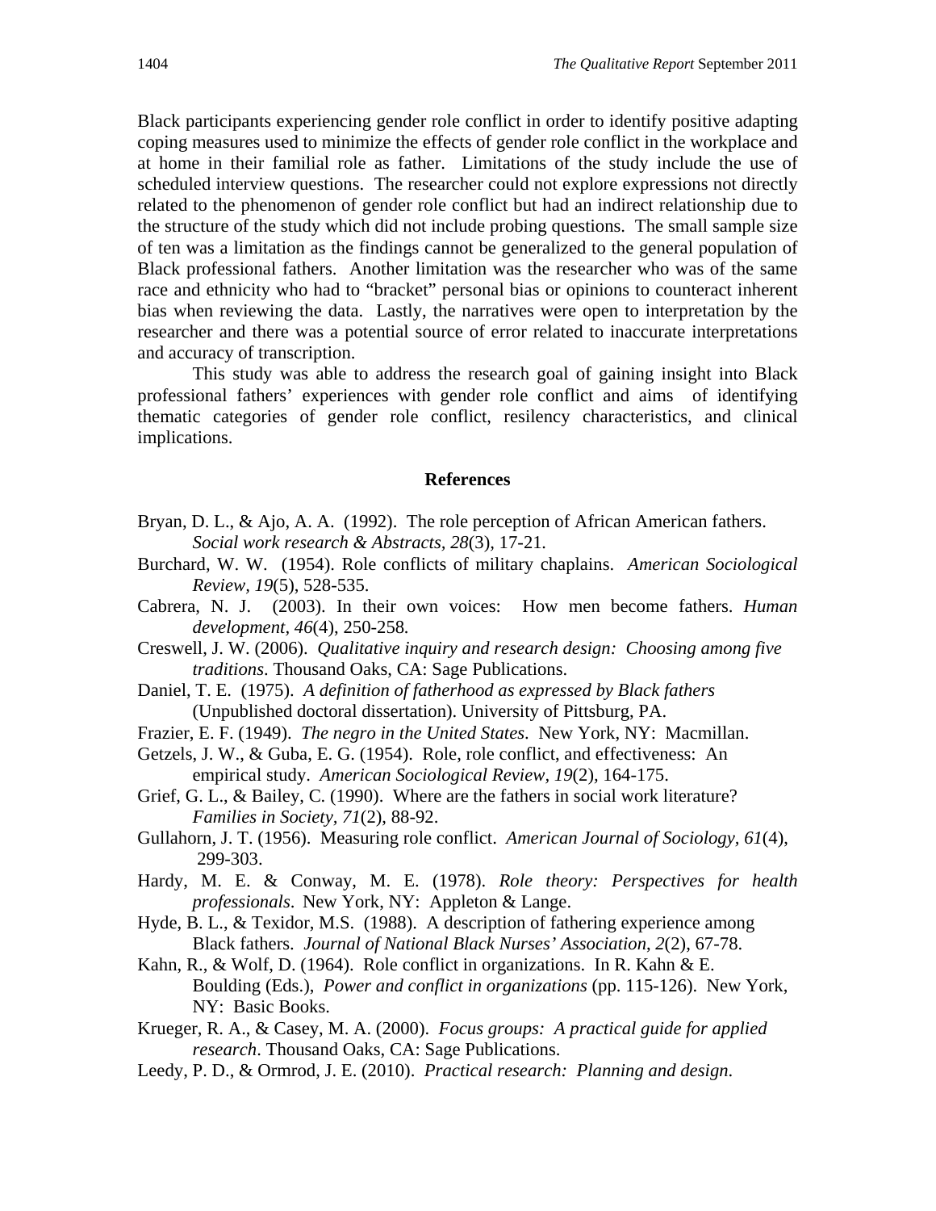Black participants experiencing gender role conflict in order to identify positive adapting coping measures used to minimize the effects of gender role conflict in the workplace and at home in their familial role as father. Limitations of the study include the use of scheduled interview questions. The researcher could not explore expressions not directly related to the phenomenon of gender role conflict but had an indirect relationship due to the structure of the study which did not include probing questions. The small sample size of ten was a limitation as the findings cannot be generalized to the general population of Black professional fathers. Another limitation was the researcher who was of the same race and ethnicity who had to "bracket" personal bias or opinions to counteract inherent bias when reviewing the data. Lastly, the narratives were open to interpretation by the researcher and there was a potential source of error related to inaccurate interpretations and accuracy of transcription.

This study was able to address the research goal of gaining insight into Black professional fathers' experiences with gender role conflict and aims of identifying thematic categories of gender role conflict, resiliency characteristics, and clinical implications.

## References

Bryan, D. L., & Ajo, A. A. (1992). The role perception of African American fathers. *Social work research & Abstracts*, *28*(3), 17-21.

Burchard, W. W. (1954). Role conflicts of military chaplains. *American Sociological Review, 19*(5), 528-535.

Cabrera, N. J. (2003). In their own voices: How men become fathers. *Human development*, *46*(4), 250-258.

Creswell, J. W. (2006). *Qualitative inquiry and research design: Choosing among five traditions*. Thousand Oaks, CA: Sage Publications.

Daniel, T. E. (1975). *A definition of fatherhood as expressed by Black fathers* (Unpublished doctoral dissertation). University of Pittsburg, PA.

Frazier, E. F. (1949). *The negro in the United States*. New York, NY: Macmillan.

Getzels, J. W., & Guba, E. G. (1954). Role, role conflict, and effectiveness: An empirical study. *American Sociological Review, 19*(2), 164-175.

Grief, G. L., & Bailey, C. (1990). Where are the fathers in social work literature? *Families in Society, 71*(2), 88-92.

Gullahorn, J. T. (1956). Measuring role conflict. *American Journal of Sociology*, *61*(4), 299-303.

Hardy, M. E. & Conway, M. E. (1978). *Role theory: Perspectives for health professionals*. New York, NY: Appleton & Lange.

Hyde, B. L., & Texidor, M.S. (1988). A description of fathering experience among Black fathers. *Journal of National Black Nurses' Association*, *2*(2), 67-78.

Kahn, R., & Wolf, D. (1964). Role conflict in organizations. In R. Kahn & E. Boulding (Eds.), *Power and conflict in organizations* (pp. 115-126). New York, NY: Basic Books.

Krueger, R. A., & Casey, M. A. (2000). *Focus groups: A practical guide for applied research*. Thousand Oaks, CA: Sage Publications.

Leedy, P. D., & Ormrod, J. E. (2010). *Practical research: Planning and design*.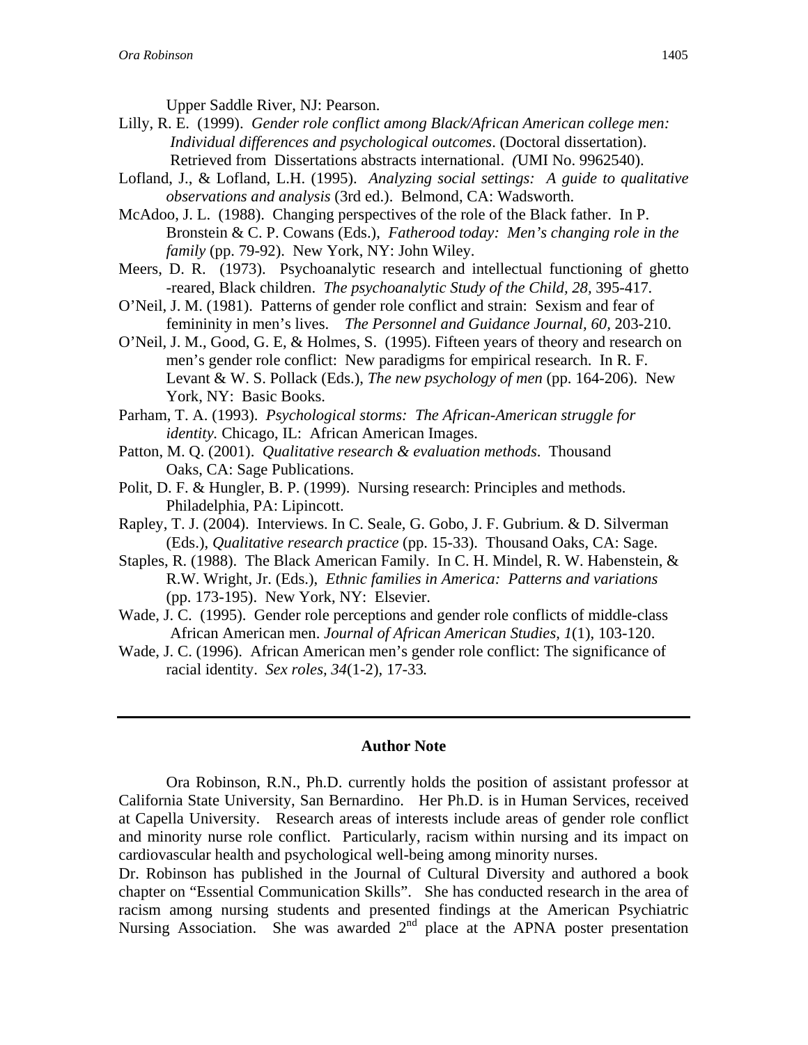Upper Saddle River, NJ: Pearson.

Lilly, R. E. (1999). *Gender role conflict among Black/African American college men: Individual differences and psychological outcomes*. (Doctoral dissertation). Retrieved from Dissertations abstracts international. *(*UMI No. 9962540).

Lofland, J., & Lofland, L.H. (1995). *Analyzing social settings: A guide to qualitative observations and analysis* (3rd ed.). Belmond, CA: Wadsworth.

McAdoo, J. L. (1988). Changing perspectives of the role of the Black father. In P. Bronstein & C. P. Cowans (Eds.), *Fatherood today: Men's changing role in the family* (pp. 79-92). New York, NY: John Wiley.

Meers, D. R. (1973). Psychoanalytic research and intellectual functioning of ghetto -reared, Black children. *The psychoanalytic Study of the Child, 28,* 395-417.

O'Neil, J. M. (1981). Patterns of gender role conflict and strain: Sexism and fear of femininity in men's lives. *The Personnel and Guidance Journal, 60,* 203-210.

O'Neil, J. M., Good, G. E, & Holmes, S. (1995). Fifteen years of theory and research on men's gender role conflict: New paradigms for empirical research. In R. F. Levant & W. S. Pollack (Eds.), *The new psychology of men* (pp. 164-206). New York, NY: Basic Books.

Parham, T. A. (1993). *Psychological storms: The African-American struggle for identity.* Chicago, IL: African American Images.

Patton, M. Q. (2001). *Qualitative research & evaluation methods*. Thousand Oaks, CA: Sage Publications.

Polit, D. F. & Hungler, B. P. (1999). Nursing research: Principles and methods. Philadelphia, PA: Lipincott.

Rapley, T. J. (2004). Interviews. In C. Seale, G. Gobo, J. F. Gubrium. & D. Silverman (Eds.), *Qualitative research practice* (pp. 15-33). Thousand Oaks, CA: Sage.

Staples, R. (1988). The Black American Family. In C. H. Mindel, R. W. Habenstein, & R.W. Wright, Jr. (Eds.), *Ethnic families in America: Patterns and variations* (pp. 173-195). New York, NY: Elsevier.

Wade, J. C. (1995). Gender role perceptions and gender role conflicts of middle-class African American men. *Journal of African American Studies, 1*(1), 103-120.

Wade, J. C. (1996). African American men's gender role conflict: The significance of racial identity. *Sex roles, 34*(1-2), 17-33*.*

---

## Author Note

Ora Robinson, R.N., Ph.D. currently holds the position of assistant professor at California State University, San Bernardino. Her Ph.D. is in Human Services, received at Capella University. Research areas of interests include areas of gender role conflict and minority nurse role conflict. Particularly, racism within nursing and its impact on cardiovascular health and psychological well-being among minority nurses.

Dr. Robinson has published in the Journal of Cultural Diversity and authored a book chapter on "Essential Communication Skills". She has conducted research in the area of racism among nursing students and presented findings at the American Psychiatric Nursing Association. She was awarded 2nd place at the APNA poster presentation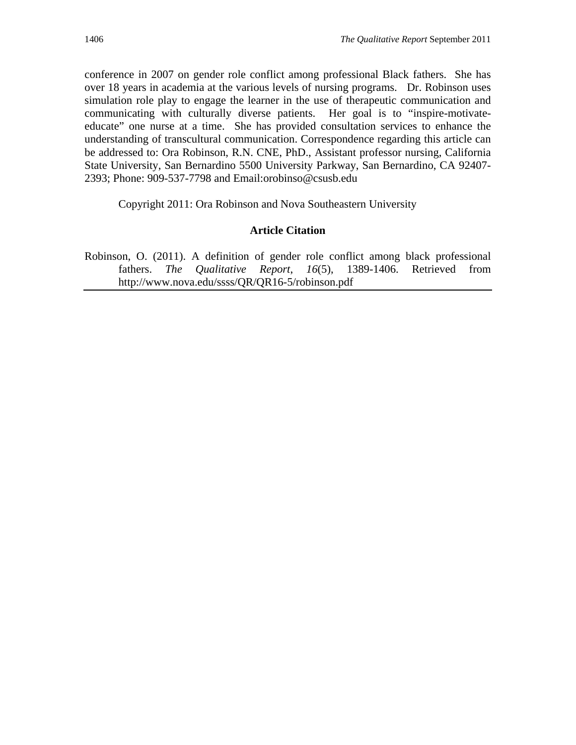conference in 2007 on gender role conflict among professional Black fathers. She has over 18 years in academia at the various levels of nursing programs. Dr. Robinson uses simulation role play to engage the learner in the use of therapeutic communication and communicating with culturally diverse patients. Her goal is to "inspire-motivate-educate" one nurse at a time. She has provided consultation services to enhance the understanding of transcultural communication. Correspondence regarding this article can be addressed to: Ora Robinson, R.N. CNE, PhD., Assistant professor nursing, California State University, San Bernardino 5500 University Parkway, San Bernardino, CA 92407-2393; Phone: 909-537-7798 and Email:orobinso@csusb.edu

Copyright 2011: Ora Robinson and Nova Southeastern University

**Article Citation**

Robinson, O. (2011). A definition of gender role conflict among black professional fathers. *The Qualitative Report*, *16*(5), 1389-1406. Retrieved from http://www.nova.edu/ssss/QR/QR16-5/robinson.pdf